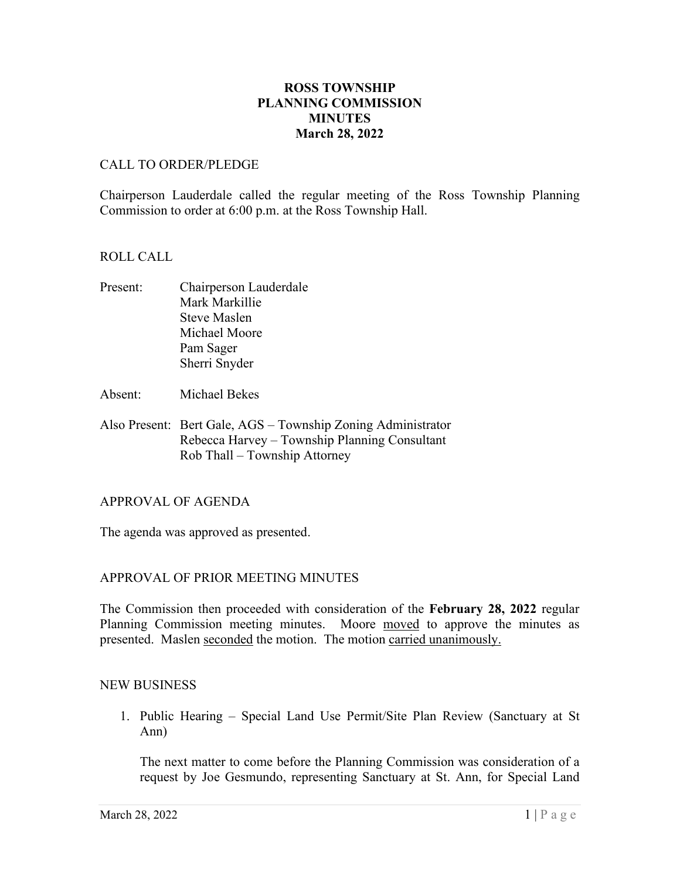# ROSS TOWNSHIP
# PLANNING COMMISSION
# MINUTES
# March 28, 2022

CALL TO ORDER/PLEDGE

Chairperson Lauderdale called the regular meeting of the Ross Township Planning Commission to order at 6:00 p.m. at the Ross Township Hall.

ROLL CALL

Present: Chairperson Lauderdale
Mark Markillie
Steve Maslen
Michael Moore
Pam Sager
Sherri Snyder

Absent: Michael Bekes

Also Present: Bert Gale, AGS – Township Zoning Administrator
Rebecca Harvey – Township Planning Consultant
Rob Thall – Township Attorney

APPROVAL OF AGENDA

The agenda was approved as presented.

APPROVAL OF PRIOR MEETING MINUTES

The Commission then proceeded with consideration of the **February 28, 2022** regular Planning Commission meeting minutes. Moore moved to approve the minutes as presented. Maslen seconded the motion. The motion carried unanimously.

NEW BUSINESS

1. Public Hearing – Special Land Use Permit/Site Plan Review (Sanctuary at St Ann)

   The next matter to come before the Planning Commission was consideration of a request by Joe Gesmundo, representing Sanctuary at St. Ann, for Special Land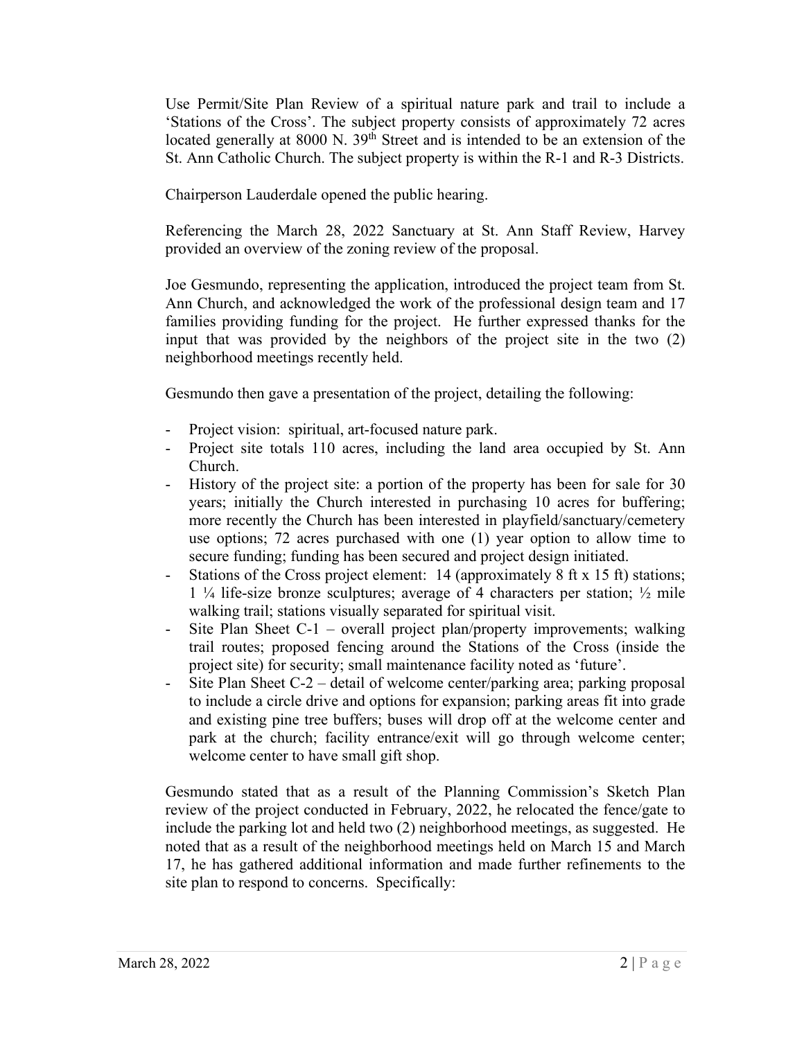Use Permit/Site Plan Review of a spiritual nature park and trail to include a 'Stations of the Cross'. The subject property consists of approximately 72 acres located generally at 8000 N. 39th Street and is intended to be an extension of the St. Ann Catholic Church. The subject property is within the R-1 and R-3 Districts.

Chairperson Lauderdale opened the public hearing.

Referencing the March 28, 2022 Sanctuary at St. Ann Staff Review, Harvey provided an overview of the zoning review of the proposal.

Joe Gesmundo, representing the application, introduced the project team from St. Ann Church, and acknowledged the work of the professional design team and 17 families providing funding for the project. He further expressed thanks for the input that was provided by the neighbors of the project site in the two (2) neighborhood meetings recently held.

Gesmundo then gave a presentation of the project, detailing the following:

- Project vision: spiritual, art-focused nature park.
- Project site totals 110 acres, including the land area occupied by St. Ann Church.
- History of the project site: a portion of the property has been for sale for 30 years; initially the Church interested in purchasing 10 acres for buffering; more recently the Church has been interested in playfield/sanctuary/cemetery use options; 72 acres purchased with one (1) year option to allow time to secure funding; funding has been secured and project design initiated.
- Stations of the Cross project element: 14 (approximately 8 ft x 15 ft) stations; 1 ¼ life-size bronze sculptures; average of 4 characters per station; ½ mile walking trail; stations visually separated for spiritual visit.
- Site Plan Sheet C-1 – overall project plan/property improvements; walking trail routes; proposed fencing around the Stations of the Cross (inside the project site) for security; small maintenance facility noted as 'future'.
- Site Plan Sheet C-2 – detail of welcome center/parking area; parking proposal to include a circle drive and options for expansion; parking areas fit into grade and existing pine tree buffers; buses will drop off at the welcome center and park at the church; facility entrance/exit will go through welcome center; welcome center to have small gift shop.

Gesmundo stated that as a result of the Planning Commission's Sketch Plan review of the project conducted in February, 2022, he relocated the fence/gate to include the parking lot and held two (2) neighborhood meetings, as suggested. He noted that as a result of the neighborhood meetings held on March 15 and March 17, he has gathered additional information and made further refinements to the site plan to respond to concerns. Specifically: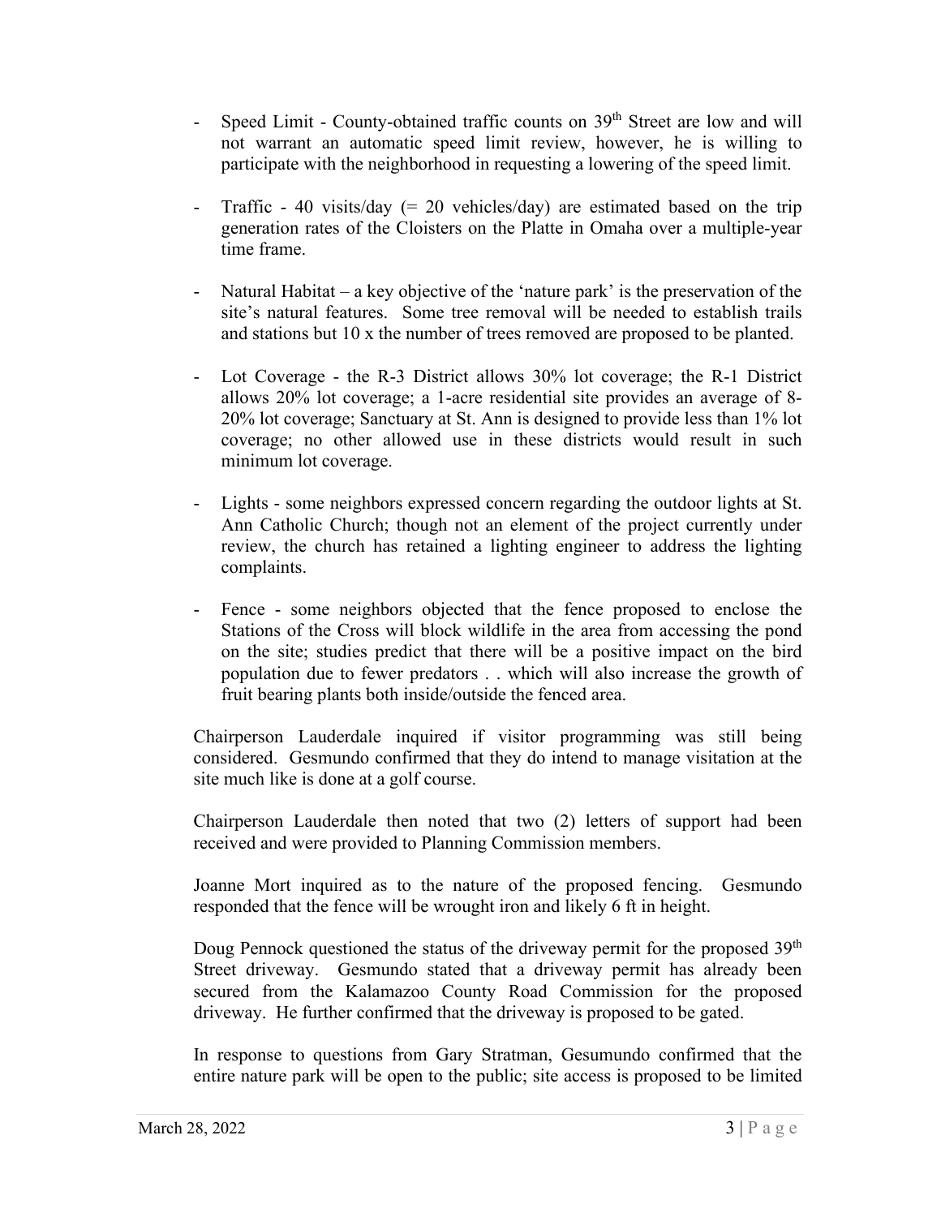- Speed Limit - County-obtained traffic counts on 39th Street are low and will not warrant an automatic speed limit review, however, he is willing to participate with the neighborhood in requesting a lowering of the speed limit.

- Traffic - 40 visits/day (= 20 vehicles/day) are estimated based on the trip generation rates of the Cloisters on the Platte in Omaha over a multiple-year time frame.

- Natural Habitat – a key objective of the 'nature park' is the preservation of the site's natural features. Some tree removal will be needed to establish trails and stations but 10 x the number of trees removed are proposed to be planted.

- Lot Coverage - the R-3 District allows 30% lot coverage; the R-1 District allows 20% lot coverage; a 1-acre residential site provides an average of 8-20% lot coverage; Sanctuary at St. Ann is designed to provide less than 1% lot coverage; no other allowed use in these districts would result in such minimum lot coverage.

- Lights - some neighbors expressed concern regarding the outdoor lights at St. Ann Catholic Church; though not an element of the project currently under review, the church has retained a lighting engineer to address the lighting complaints.

- Fence - some neighbors objected that the fence proposed to enclose the Stations of the Cross will block wildlife in the area from accessing the pond on the site; studies predict that there will be a positive impact on the bird population due to fewer predators . . which will also increase the growth of fruit bearing plants both inside/outside the fenced area.

Chairperson Lauderdale inquired if visitor programming was still being considered. Gesmundo confirmed that they do intend to manage visitation at the site much like is done at a golf course.

Chairperson Lauderdale then noted that two (2) letters of support had been received and were provided to Planning Commission members.

Joanne Mort inquired as to the nature of the proposed fencing. Gesmundo responded that the fence will be wrought iron and likely 6 ft in height.

Doug Pennock questioned the status of the driveway permit for the proposed 39th Street driveway. Gesmundo stated that a driveway permit has already been secured from the Kalamazoo County Road Commission for the proposed driveway. He further confirmed that the driveway is proposed to be gated.

In response to questions from Gary Stratman, Gesumundo confirmed that the entire nature park will be open to the public; site access is proposed to be limited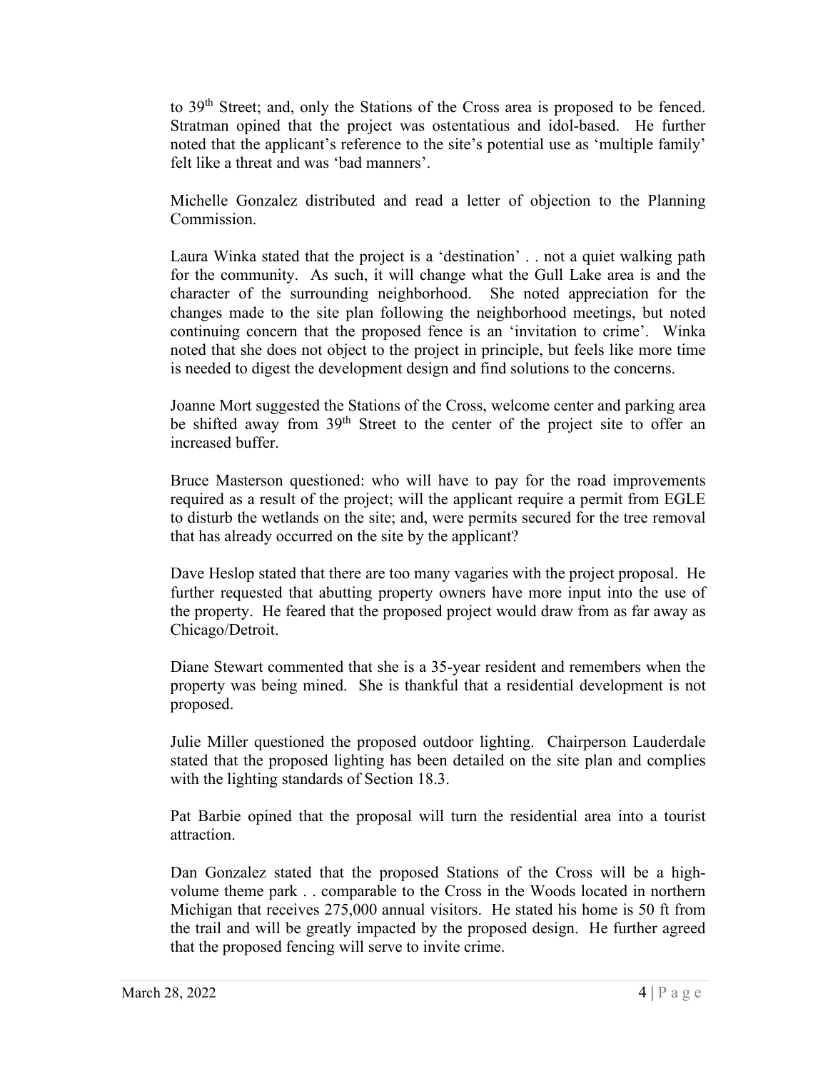to 39th Street; and, only the Stations of the Cross area is proposed to be fenced. Stratman opined that the project was ostentatious and idol-based. He further noted that the applicant's reference to the site's potential use as 'multiple family' felt like a threat and was 'bad manners'.

Michelle Gonzalez distributed and read a letter of objection to the Planning Commission.

Laura Winka stated that the project is a 'destination' . . not a quiet walking path for the community. As such, it will change what the Gull Lake area is and the character of the surrounding neighborhood. She noted appreciation for the changes made to the site plan following the neighborhood meetings, but noted continuing concern that the proposed fence is an 'invitation to crime'. Winka noted that she does not object to the project in principle, but feels like more time is needed to digest the development design and find solutions to the concerns.

Joanne Mort suggested the Stations of the Cross, welcome center and parking area be shifted away from 39th Street to the center of the project site to offer an increased buffer.

Bruce Masterson questioned: who will have to pay for the road improvements required as a result of the project; will the applicant require a permit from EGLE to disturb the wetlands on the site; and, were permits secured for the tree removal that has already occurred on the site by the applicant?

Dave Heslop stated that there are too many vagaries with the project proposal. He further requested that abutting property owners have more input into the use of the property. He feared that the proposed project would draw from as far away as Chicago/Detroit.

Diane Stewart commented that she is a 35-year resident and remembers when the property was being mined. She is thankful that a residential development is not proposed.

Julie Miller questioned the proposed outdoor lighting. Chairperson Lauderdale stated that the proposed lighting has been detailed on the site plan and complies with the lighting standards of Section 18.3.

Pat Barbie opined that the proposal will turn the residential area into a tourist attraction.

Dan Gonzalez stated that the proposed Stations of the Cross will be a high-volume theme park . . comparable to the Cross in the Woods located in northern Michigan that receives 275,000 annual visitors. He stated his home is 50 ft from the trail and will be greatly impacted by the proposed design. He further agreed that the proposed fencing will serve to invite crime.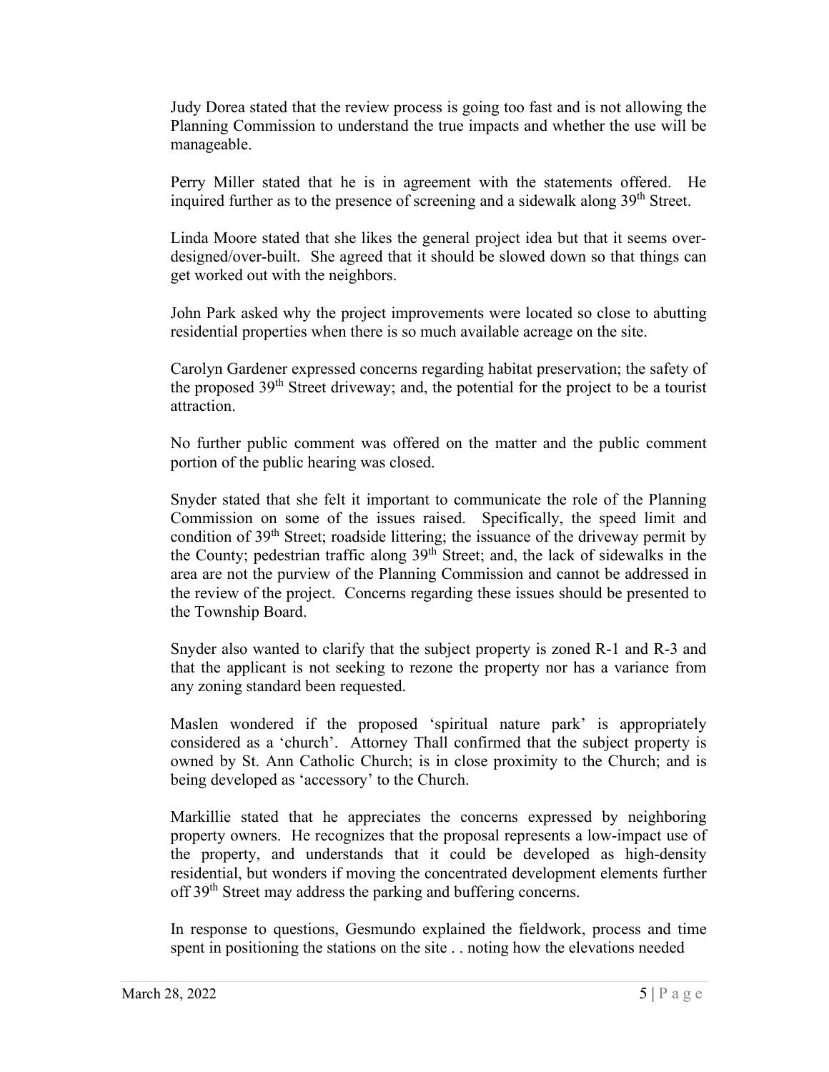Judy Dorea stated that the review process is going too fast and is not allowing the Planning Commission to understand the true impacts and whether the use will be manageable.

Perry Miller stated that he is in agreement with the statements offered. He inquired further as to the presence of screening and a sidewalk along 39th Street.

Linda Moore stated that she likes the general project idea but that it seems over-designed/over-built. She agreed that it should be slowed down so that things can get worked out with the neighbors.

John Park asked why the project improvements were located so close to abutting residential properties when there is so much available acreage on the site.

Carolyn Gardener expressed concerns regarding habitat preservation; the safety of the proposed 39th Street driveway; and, the potential for the project to be a tourist attraction.

No further public comment was offered on the matter and the public comment portion of the public hearing was closed.

Snyder stated that she felt it important to communicate the role of the Planning Commission on some of the issues raised. Specifically, the speed limit and condition of 39th Street; roadside littering; the issuance of the driveway permit by the County; pedestrian traffic along 39th Street; and, the lack of sidewalks in the area are not the purview of the Planning Commission and cannot be addressed in the review of the project. Concerns regarding these issues should be presented to the Township Board.

Snyder also wanted to clarify that the subject property is zoned R-1 and R-3 and that the applicant is not seeking to rezone the property nor has a variance from any zoning standard been requested.

Maslen wondered if the proposed 'spiritual nature park' is appropriately considered as a 'church'. Attorney Thall confirmed that the subject property is owned by St. Ann Catholic Church; is in close proximity to the Church; and is being developed as 'accessory' to the Church.

Markillie stated that he appreciates the concerns expressed by neighboring property owners. He recognizes that the proposal represents a low-impact use of the property, and understands that it could be developed as high-density residential, but wonders if moving the concentrated development elements further off 39th Street may address the parking and buffering concerns.

In response to questions, Gesmundo explained the fieldwork, process and time spent in positioning the stations on the site . . noting how the elevations needed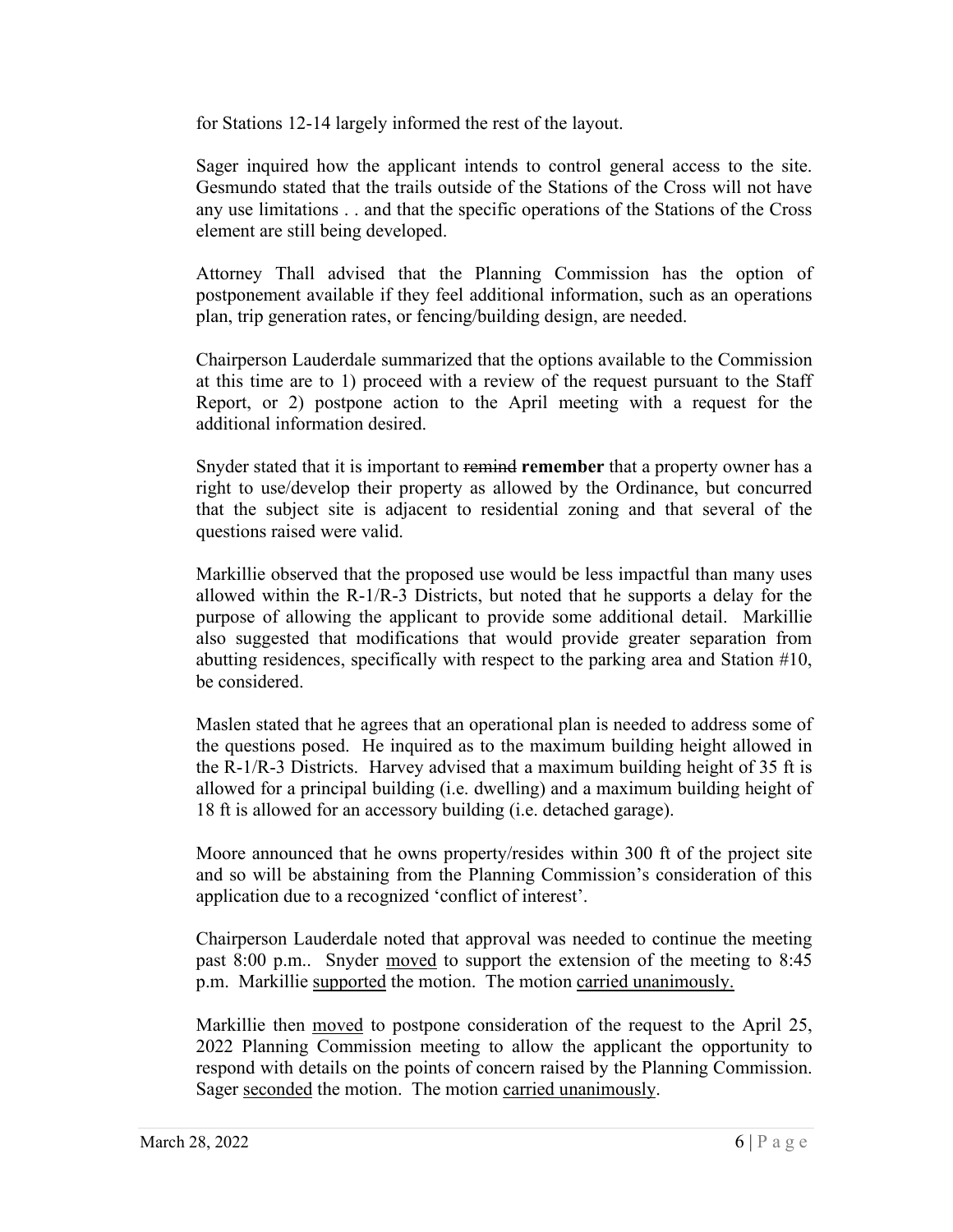for Stations 12-14 largely informed the rest of the layout.

Sager inquired how the applicant intends to control general access to the site. Gesmundo stated that the trails outside of the Stations of the Cross will not have any use limitations . . and that the specific operations of the Stations of the Cross element are still being developed.

Attorney Thall advised that the Planning Commission has the option of postponement available if they feel additional information, such as an operations plan, trip generation rates, or fencing/building design, are needed.

Chairperson Lauderdale summarized that the options available to the Commission at this time are to 1) proceed with a review of the request pursuant to the Staff Report, or 2) postpone action to the April meeting with a request for the additional information desired.

Snyder stated that it is important to ~~remind~~ **remember** that a property owner has a right to use/develop their property as allowed by the Ordinance, but concurred that the subject site is adjacent to residential zoning and that several of the questions raised were valid.

Markillie observed that the proposed use would be less impactful than many uses allowed within the R-1/R-3 Districts, but noted that he supports a delay for the purpose of allowing the applicant to provide some additional detail. Markillie also suggested that modifications that would provide greater separation from abutting residences, specifically with respect to the parking area and Station #10, be considered.

Maslen stated that he agrees that an operational plan is needed to address some of the questions posed. He inquired as to the maximum building height allowed in the R-1/R-3 Districts. Harvey advised that a maximum building height of 35 ft is allowed for a principal building (i.e. dwelling) and a maximum building height of 18 ft is allowed for an accessory building (i.e. detached garage).

Moore announced that he owns property/resides within 300 ft of the project site and so will be abstaining from the Planning Commission's consideration of this application due to a recognized 'conflict of interest'.

Chairperson Lauderdale noted that approval was needed to continue the meeting past 8:00 p.m.. Snyder moved to support the extension of the meeting to 8:45 p.m. Markillie supported the motion. The motion carried unanimously.

Markillie then moved to postpone consideration of the request to the April 25, 2022 Planning Commission meeting to allow the applicant the opportunity to respond with details on the points of concern raised by the Planning Commission. Sager seconded the motion. The motion carried unanimously.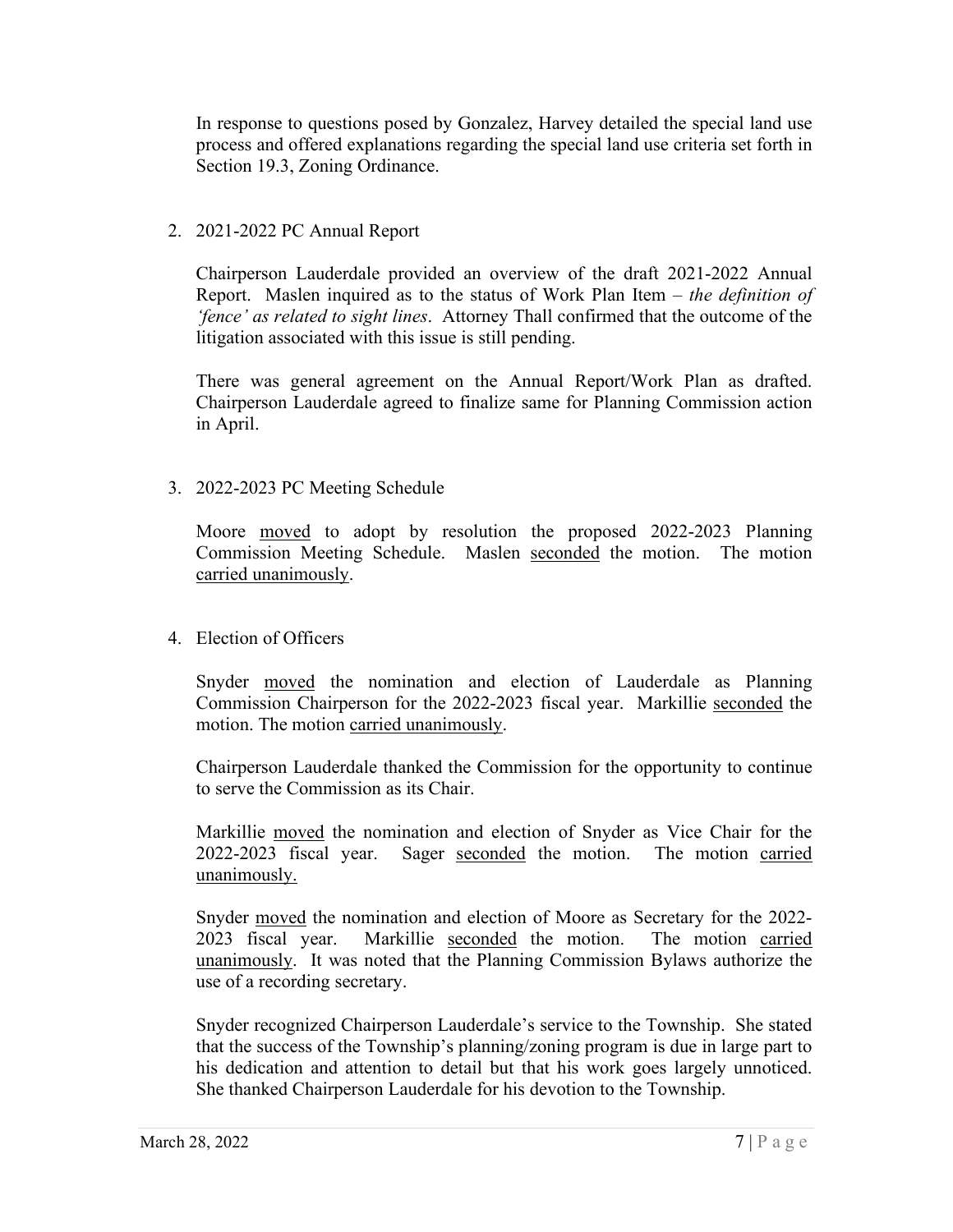In response to questions posed by Gonzalez, Harvey detailed the special land use process and offered explanations regarding the special land use criteria set forth in Section 19.3, Zoning Ordinance.

2. 2021-2022 PC Annual Report

   Chairperson Lauderdale provided an overview of the draft 2021-2022 Annual Report. Maslen inquired as to the status of Work Plan Item – *the definition of 'fence' as related to sight lines*. Attorney Thall confirmed that the outcome of the litigation associated with this issue is still pending.

   There was general agreement on the Annual Report/Work Plan as drafted. Chairperson Lauderdale agreed to finalize same for Planning Commission action in April.

3. 2022-2023 PC Meeting Schedule

   Moore <u>moved</u> to adopt by resolution the proposed 2022-2023 Planning Commission Meeting Schedule. Maslen <u>seconded</u> the motion. The motion <u>carried unanimously</u>.

4. Election of Officers

   Snyder <u>moved</u> the nomination and election of Lauderdale as Planning Commission Chairperson for the 2022-2023 fiscal year. Markillie <u>seconded</u> the motion. The motion <u>carried unanimously</u>.

   Chairperson Lauderdale thanked the Commission for the opportunity to continue to serve the Commission as its Chair.

   Markillie <u>moved</u> the nomination and election of Snyder as Vice Chair for the 2022-2023 fiscal year. Sager <u>seconded</u> the motion. The motion <u>carried unanimously.</u>

   Snyder <u>moved</u> the nomination and election of Moore as Secretary for the 2022-2023 fiscal year. Markillie <u>seconded</u> the motion. The motion <u>carried unanimously</u>. It was noted that the Planning Commission Bylaws authorize the use of a recording secretary.

   Snyder recognized Chairperson Lauderdale's service to the Township. She stated that the success of the Township's planning/zoning program is due in large part to his dedication and attention to detail but that his work goes largely unnoticed. She thanked Chairperson Lauderdale for his devotion to the Township.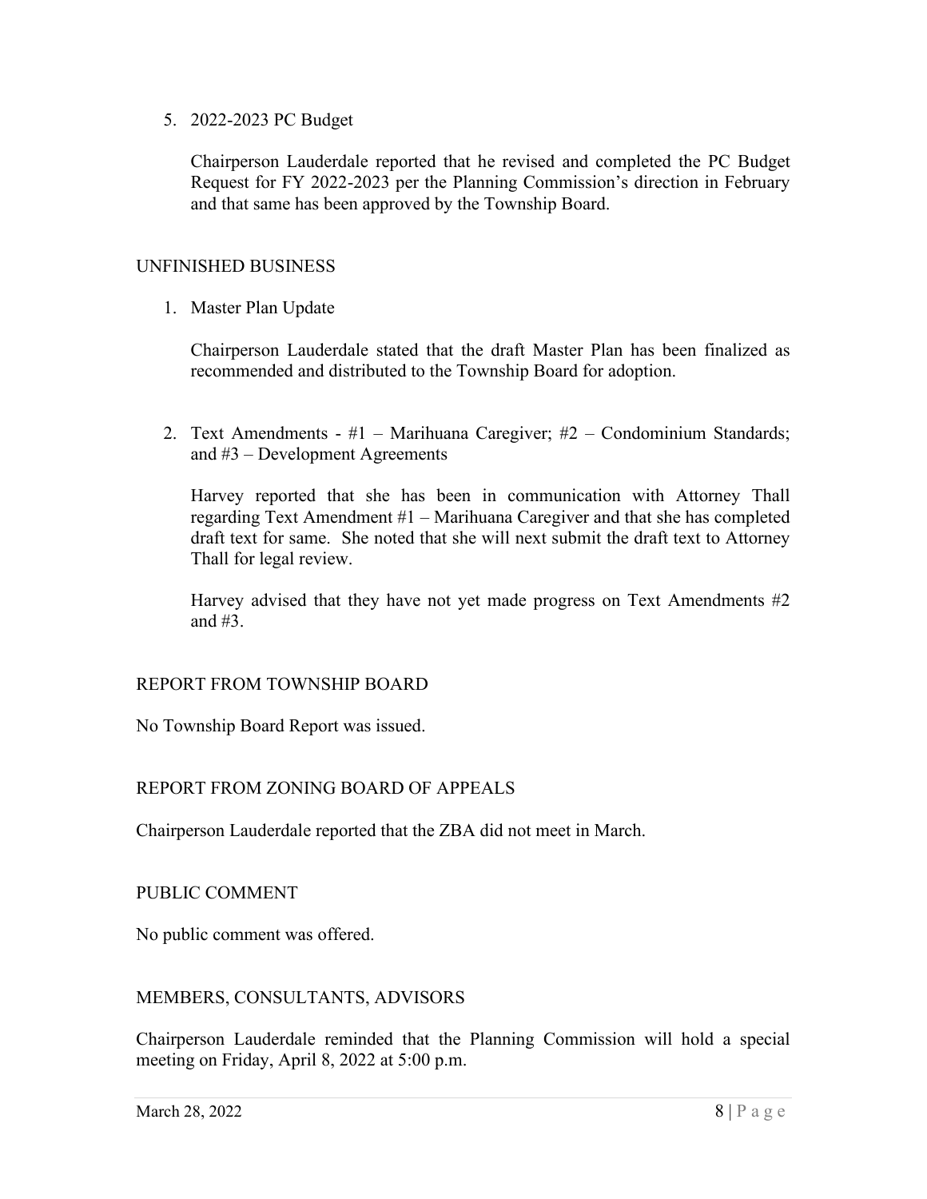5. 2022-2023 PC Budget

   Chairperson Lauderdale reported that he revised and completed the PC Budget Request for FY 2022-2023 per the Planning Commission's direction in February and that same has been approved by the Township Board.

## UNFINISHED BUSINESS

1. Master Plan Update

   Chairperson Lauderdale stated that the draft Master Plan has been finalized as recommended and distributed to the Township Board for adoption.

2. Text Amendments - #1 – Marihuana Caregiver; #2 – Condominium Standards; and #3 – Development Agreements

   Harvey reported that she has been in communication with Attorney Thall regarding Text Amendment #1 – Marihuana Caregiver and that she has completed draft text for same. She noted that she will next submit the draft text to Attorney Thall for legal review.

   Harvey advised that they have not yet made progress on Text Amendments #2 and #3.

## REPORT FROM TOWNSHIP BOARD

No Township Board Report was issued.

## REPORT FROM ZONING BOARD OF APPEALS

Chairperson Lauderdale reported that the ZBA did not meet in March.

## PUBLIC COMMENT

No public comment was offered.

## MEMBERS, CONSULTANTS, ADVISORS

Chairperson Lauderdale reminded that the Planning Commission will hold a special meeting on Friday, April 8, 2022 at 5:00 p.m.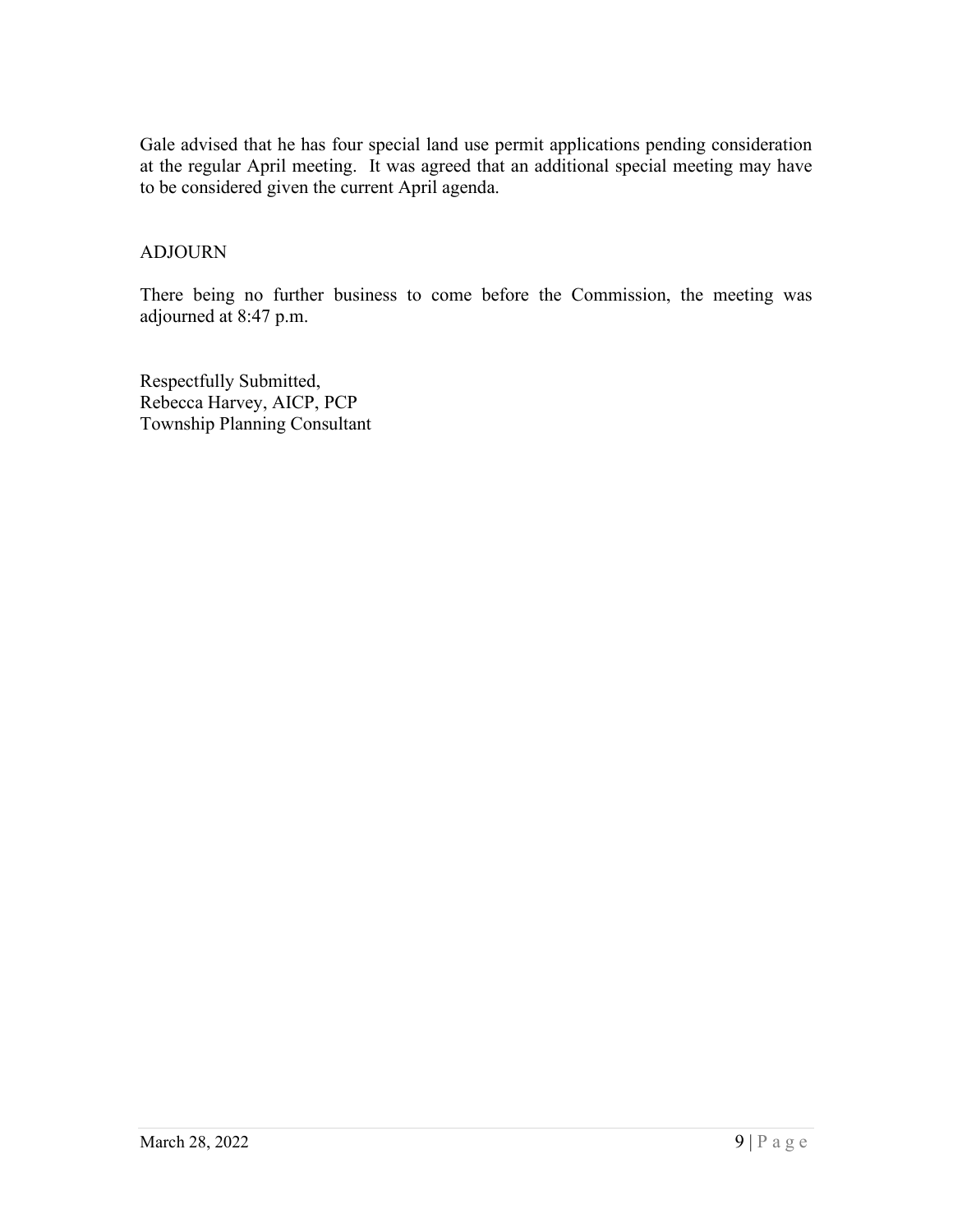Gale advised that he has four special land use permit applications pending consideration at the regular April meeting. It was agreed that an additional special meeting may have to be considered given the current April agenda.

## ADJOURN

There being no further business to come before the Commission, the meeting was adjourned at 8:47 p.m.

Respectfully Submitted,
Rebecca Harvey, AICP, PCP
Township Planning Consultant